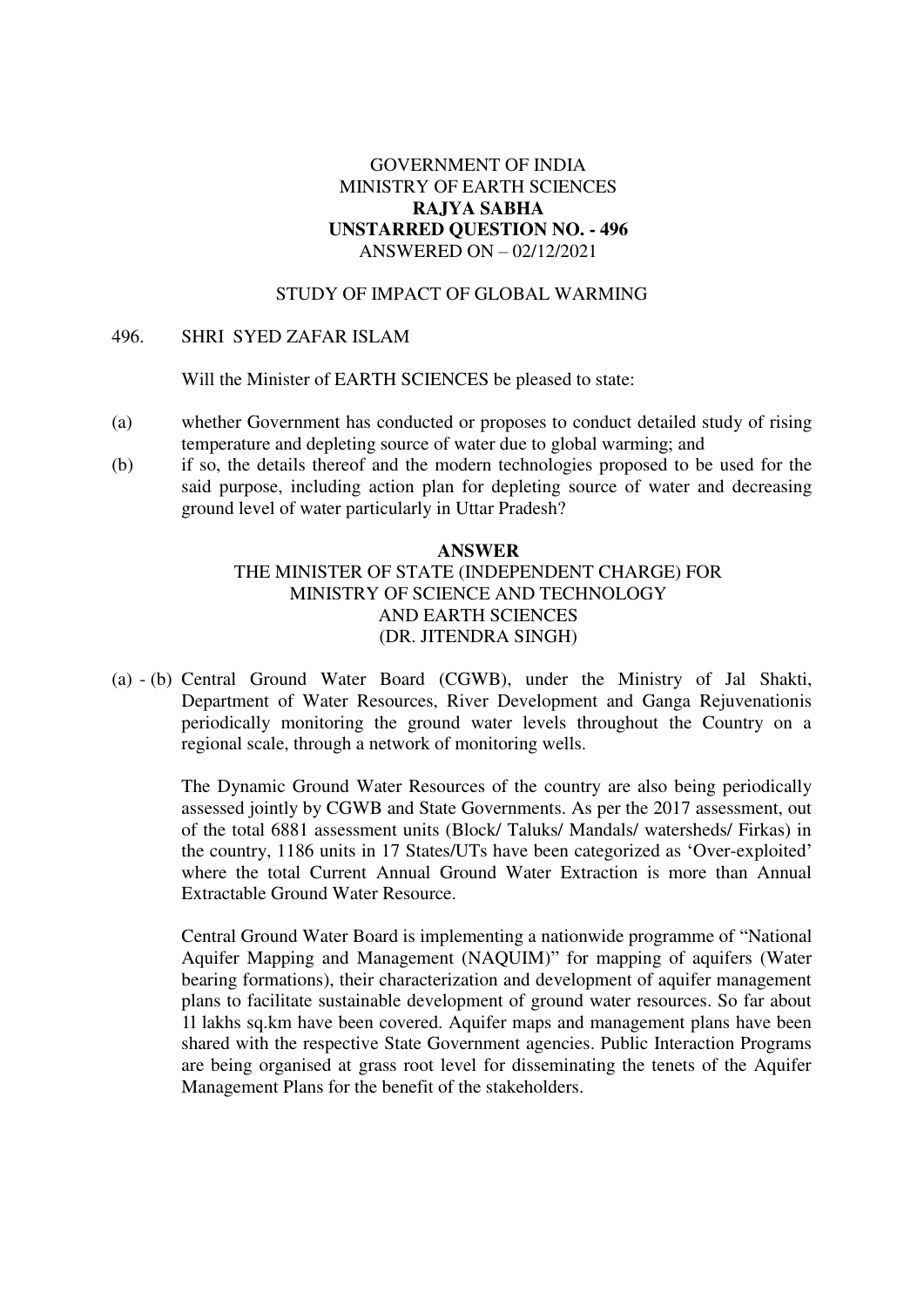GOVERNMENT OF INDIA
MINISTRY OF EARTH SCIENCES
**RAJYA SABHA**
**UNSTARRED QUESTION NO. - 496**
ANSWERED ON – 02/12/2021

STUDY OF IMPACT OF GLOBAL WARMING

496. SHRI SYED ZAFAR ISLAM

Will the Minister of EARTH SCIENCES be pleased to state:

(a) whether Government has conducted or proposes to conduct detailed study of rising temperature and depleting source of water due to global warming; and

(b) if so, the details thereof and the modern technologies proposed to be used for the said purpose, including action plan for depleting source of water and decreasing ground level of water particularly in Uttar Pradesh?

**ANSWER**

THE MINISTER OF STATE (INDEPENDENT CHARGE) FOR
MINISTRY OF SCIENCE AND TECHNOLOGY
AND EARTH SCIENCES
(DR. JITENDRA SINGH)

(a) - (b) Central Ground Water Board (CGWB), under the Ministry of Jal Shakti, Department of Water Resources, River Development and Ganga Rejuvenationis periodically monitoring the ground water levels throughout the Country on a regional scale, through a network of monitoring wells.

The Dynamic Ground Water Resources of the country are also being periodically assessed jointly by CGWB and State Governments. As per the 2017 assessment, out of the total 6881 assessment units (Block/ Taluks/ Mandals/ watersheds/ Firkas) in the country, 1186 units in 17 States/UTs have been categorized as 'Over-exploited' where the total Current Annual Ground Water Extraction is more than Annual Extractable Ground Water Resource.

Central Ground Water Board is implementing a nationwide programme of "National Aquifer Mapping and Management (NAQUIM)" for mapping of aquifers (Water bearing formations), their characterization and development of aquifer management plans to facilitate sustainable development of ground water resources. So far about 11 lakhs sq.km have been covered. Aquifer maps and management plans have been shared with the respective State Government agencies. Public Interaction Programs are being organised at grass root level for disseminating the tenets of the Aquifer Management Plans for the benefit of the stakeholders.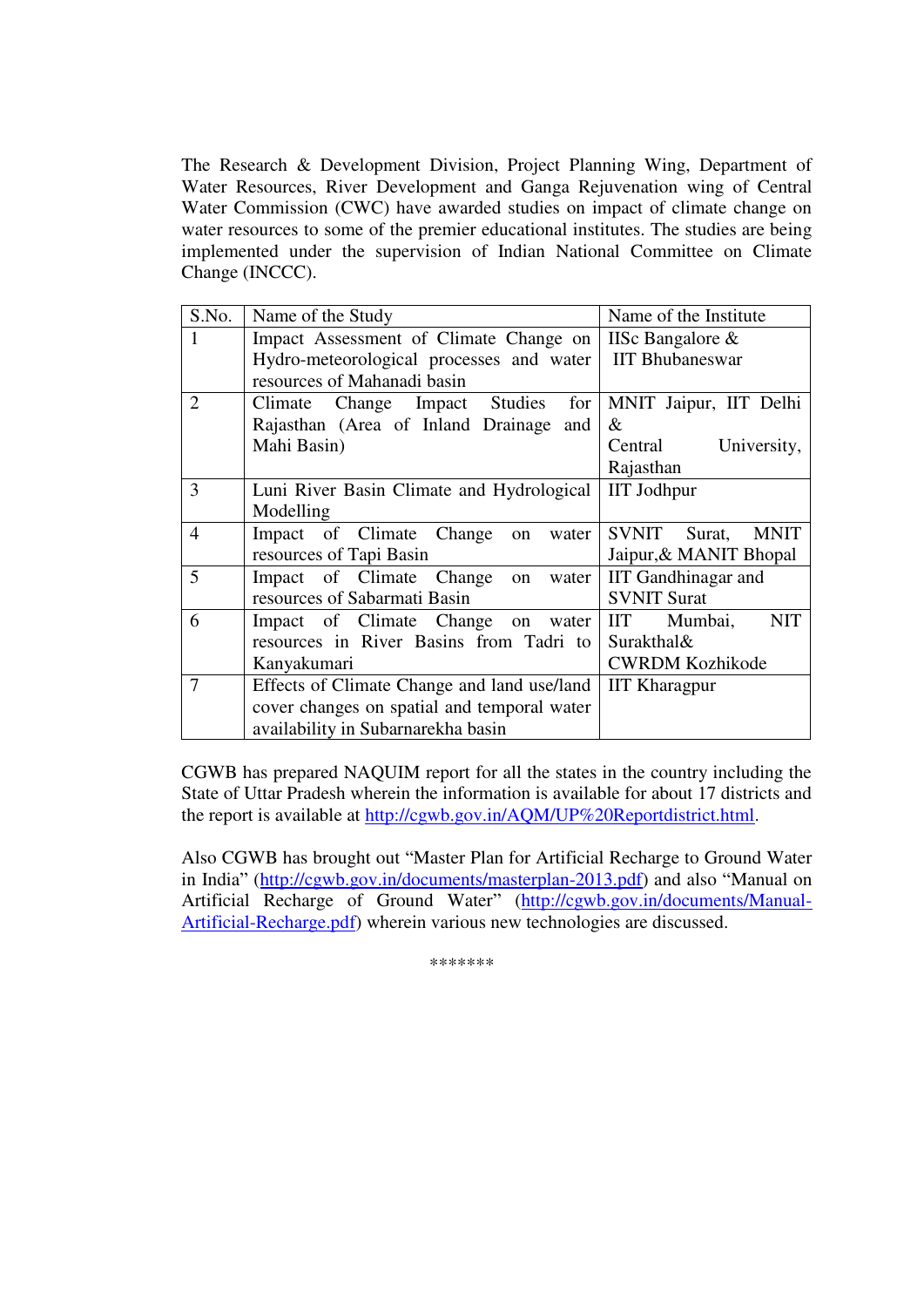The Research & Development Division, Project Planning Wing, Department of Water Resources, River Development and Ganga Rejuvenation wing of Central Water Commission (CWC) have awarded studies on impact of climate change on water resources to some of the premier educational institutes. The studies are being implemented under the supervision of Indian National Committee on Climate Change (INCCC).

| S.No. | Name of the Study | Name of the Institute |
|---|---|---|
| 1 | Impact Assessment of Climate Change on Hydro-meteorological processes and water resources of Mahanadi basin | IISc Bangalore & IIT Bhubaneswar |
| 2 | Climate Change Impact Studies for Rajasthan (Area of Inland Drainage and Mahi Basin) | MNIT Jaipur, IIT Delhi & Central University, Rajasthan |
| 3 | Luni River Basin Climate and Hydrological Modelling | IIT Jodhpur |
| 4 | Impact of Climate Change on water resources of Tapi Basin | SVNIT Surat, MNIT Jaipur,& MANIT Bhopal |
| 5 | Impact of Climate Change on water resources of Sabarmati Basin | IIT Gandhinagar and SVNIT Surat |
| 6 | Impact of Climate Change on water resources in River Basins from Tadri to Kanyakumari | IIT Mumbai, NIT Surakthal& CWRDM Kozhikode |
| 7 | Effects of Climate Change and land use/land cover changes on spatial and temporal water availability in Subarnarekha basin | IIT Kharagpur |

CGWB has prepared NAQUIM report for all the states in the country including the State of Uttar Pradesh wherein the information is available for about 17 districts and the report is available at http://cgwb.gov.in/AQM/UP%20Reportdistrict.html.

Also CGWB has brought out "Master Plan for Artificial Recharge to Ground Water in India" (http://cgwb.gov.in/documents/masterplan-2013.pdf) and also "Manual on Artificial Recharge of Ground Water" (http://cgwb.gov.in/documents/Manual-Artificial-Recharge.pdf) wherein various new technologies are discussed.

*******